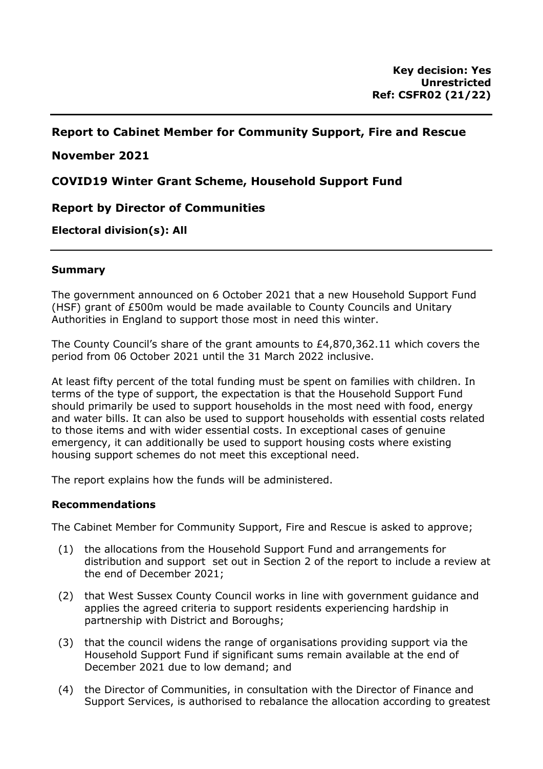**Key decision: Yes**
**Unrestricted**
**Ref: CSFR02 (21/22)**

---

## Report to Cabinet Member for Community Support, Fire and Rescue

## November 2021

## COVID19 Winter Grant Scheme, Household Support Fund

## Report by Director of Communities

**Electoral division(s): All**

---

### Summary

The government announced on 6 October 2021 that a new Household Support Fund (HSF) grant of £500m would be made available to County Councils and Unitary Authorities in England to support those most in need this winter.

The County Council's share of the grant amounts to £4,870,362.11 which covers the period from 06 October 2021 until the 31 March 2022 inclusive.

At least fifty percent of the total funding must be spent on families with children. In terms of the type of support, the expectation is that the Household Support Fund should primarily be used to support households in the most need with food, energy and water bills. It can also be used to support households with essential costs related to those items and with wider essential costs. In exceptional cases of genuine emergency, it can additionally be used to support housing costs where existing housing support schemes do not meet this exceptional need.

The report explains how the funds will be administered.

### Recommendations

The Cabinet Member for Community Support, Fire and Rescue is asked to approve;

(1) the allocations from the Household Support Fund and arrangements for distribution and support set out in Section 2 of the report to include a review at the end of December 2021;

(2) that West Sussex County Council works in line with government guidance and applies the agreed criteria to support residents experiencing hardship in partnership with District and Boroughs;

(3) that the council widens the range of organisations providing support via the Household Support Fund if significant sums remain available at the end of December 2021 due to low demand; and

(4) the Director of Communities, in consultation with the Director of Finance and Support Services, is authorised to rebalance the allocation according to greatest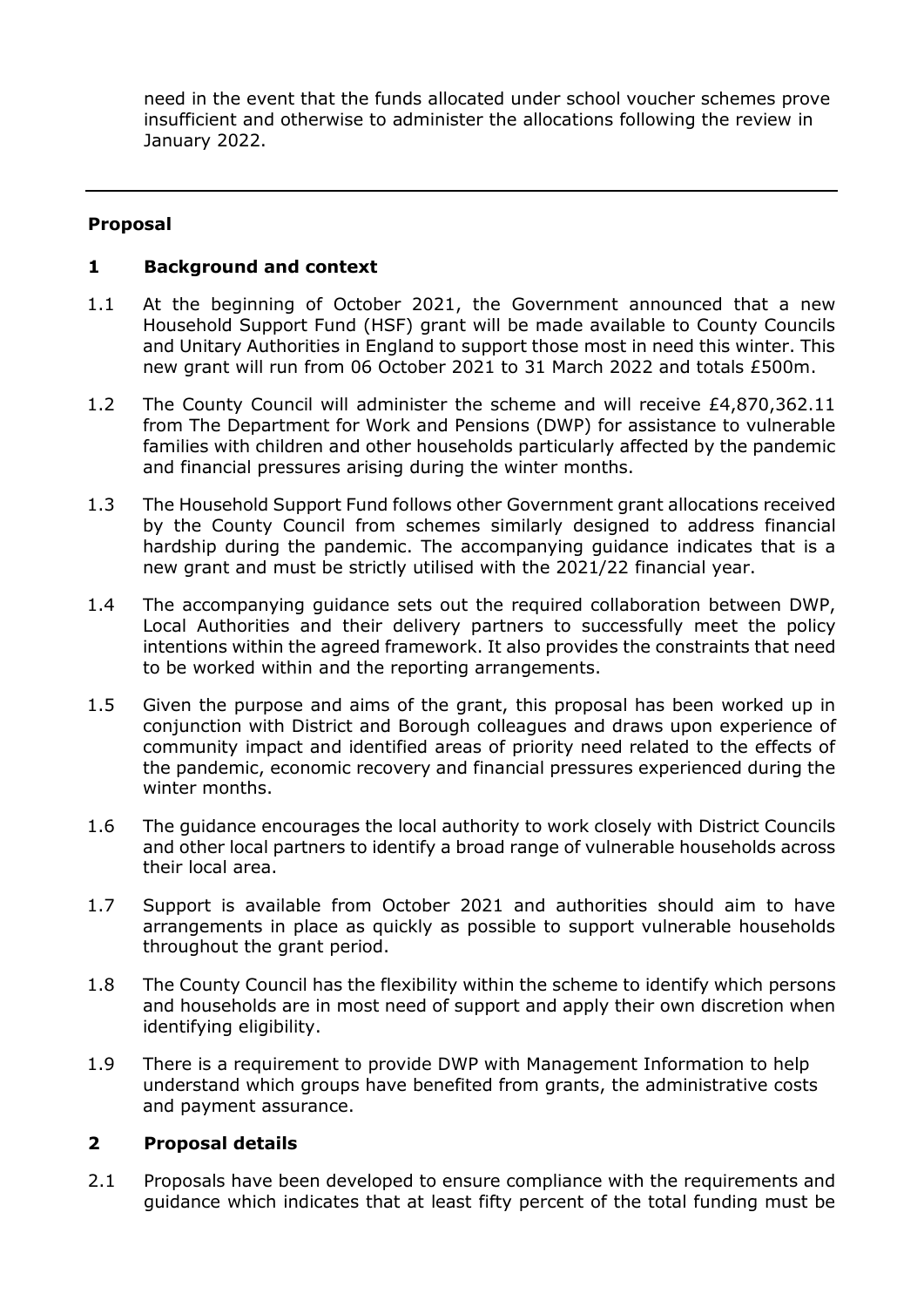need in the event that the funds allocated under school voucher schemes prove insufficient and otherwise to administer the allocations following the review in January 2022.

---

**Proposal**

**1 Background and context**

1.1 At the beginning of October 2021, the Government announced that a new Household Support Fund (HSF) grant will be made available to County Councils and Unitary Authorities in England to support those most in need this winter. This new grant will run from 06 October 2021 to 31 March 2022 and totals £500m.

1.2 The County Council will administer the scheme and will receive £4,870,362.11 from The Department for Work and Pensions (DWP) for assistance to vulnerable families with children and other households particularly affected by the pandemic and financial pressures arising during the winter months.

1.3 The Household Support Fund follows other Government grant allocations received by the County Council from schemes similarly designed to address financial hardship during the pandemic. The accompanying guidance indicates that is a new grant and must be strictly utilised with the 2021/22 financial year.

1.4 The accompanying guidance sets out the required collaboration between DWP, Local Authorities and their delivery partners to successfully meet the policy intentions within the agreed framework. It also provides the constraints that need to be worked within and the reporting arrangements.

1.5 Given the purpose and aims of the grant, this proposal has been worked up in conjunction with District and Borough colleagues and draws upon experience of community impact and identified areas of priority need related to the effects of the pandemic, economic recovery and financial pressures experienced during the winter months.

1.6 The guidance encourages the local authority to work closely with District Councils and other local partners to identify a broad range of vulnerable households across their local area.

1.7 Support is available from October 2021 and authorities should aim to have arrangements in place as quickly as possible to support vulnerable households throughout the grant period.

1.8 The County Council has the flexibility within the scheme to identify which persons and households are in most need of support and apply their own discretion when identifying eligibility.

1.9 There is a requirement to provide DWP with Management Information to help understand which groups have benefited from grants, the administrative costs and payment assurance.

**2 Proposal details**

2.1 Proposals have been developed to ensure compliance with the requirements and guidance which indicates that at least fifty percent of the total funding must be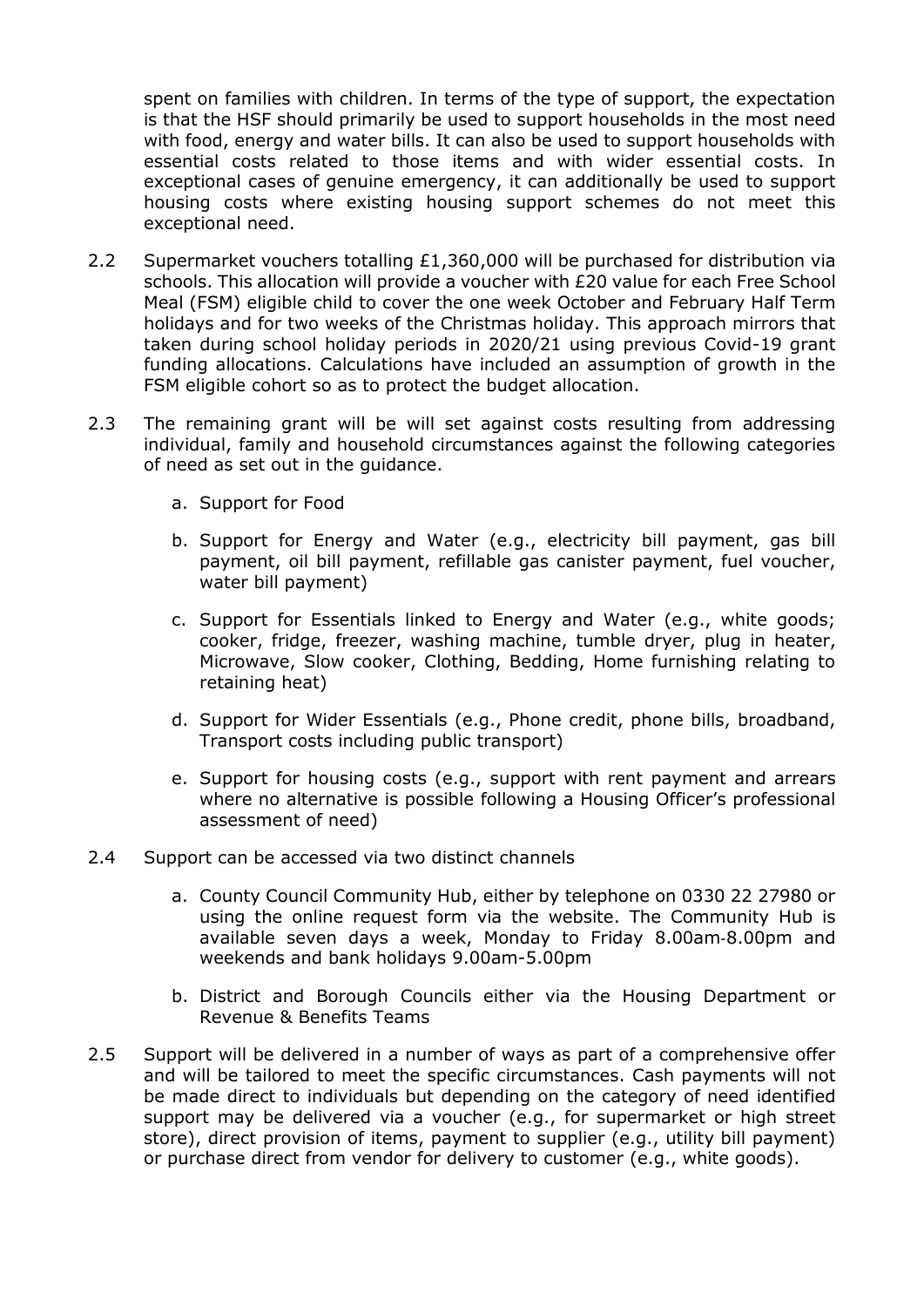spent on families with children. In terms of the type of support, the expectation is that the HSF should primarily be used to support households in the most need with food, energy and water bills. It can also be used to support households with essential costs related to those items and with wider essential costs. In exceptional cases of genuine emergency, it can additionally be used to support housing costs where existing housing support schemes do not meet this exceptional need.

2.2 Supermarket vouchers totalling £1,360,000 will be purchased for distribution via schools. This allocation will provide a voucher with £20 value for each Free School Meal (FSM) eligible child to cover the one week October and February Half Term holidays and for two weeks of the Christmas holiday. This approach mirrors that taken during school holiday periods in 2020/21 using previous Covid-19 grant funding allocations. Calculations have included an assumption of growth in the FSM eligible cohort so as to protect the budget allocation.

2.3 The remaining grant will be will set against costs resulting from addressing individual, family and household circumstances against the following categories of need as set out in the guidance.

   a. Support for Food

   b. Support for Energy and Water (e.g., electricity bill payment, gas bill payment, oil bill payment, refillable gas canister payment, fuel voucher, water bill payment)

   c. Support for Essentials linked to Energy and Water (e.g., white goods; cooker, fridge, freezer, washing machine, tumble dryer, plug in heater, Microwave, Slow cooker, Clothing, Bedding, Home furnishing relating to retaining heat)

   d. Support for Wider Essentials (e.g., Phone credit, phone bills, broadband, Transport costs including public transport)

   e. Support for housing costs (e.g., support with rent payment and arrears where no alternative is possible following a Housing Officer's professional assessment of need)

2.4 Support can be accessed via two distinct channels

   a. County Council Community Hub, either by telephone on 0330 22 27980 or using the online request form via the website. The Community Hub is available seven days a week, Monday to Friday 8.00am-8.00pm and weekends and bank holidays 9.00am-5.00pm

   b. District and Borough Councils either via the Housing Department or Revenue & Benefits Teams

2.5 Support will be delivered in a number of ways as part of a comprehensive offer and will be tailored to meet the specific circumstances. Cash payments will not be made direct to individuals but depending on the category of need identified support may be delivered via a voucher (e.g., for supermarket or high street store), direct provision of items, payment to supplier (e.g., utility bill payment) or purchase direct from vendor for delivery to customer (e.g., white goods).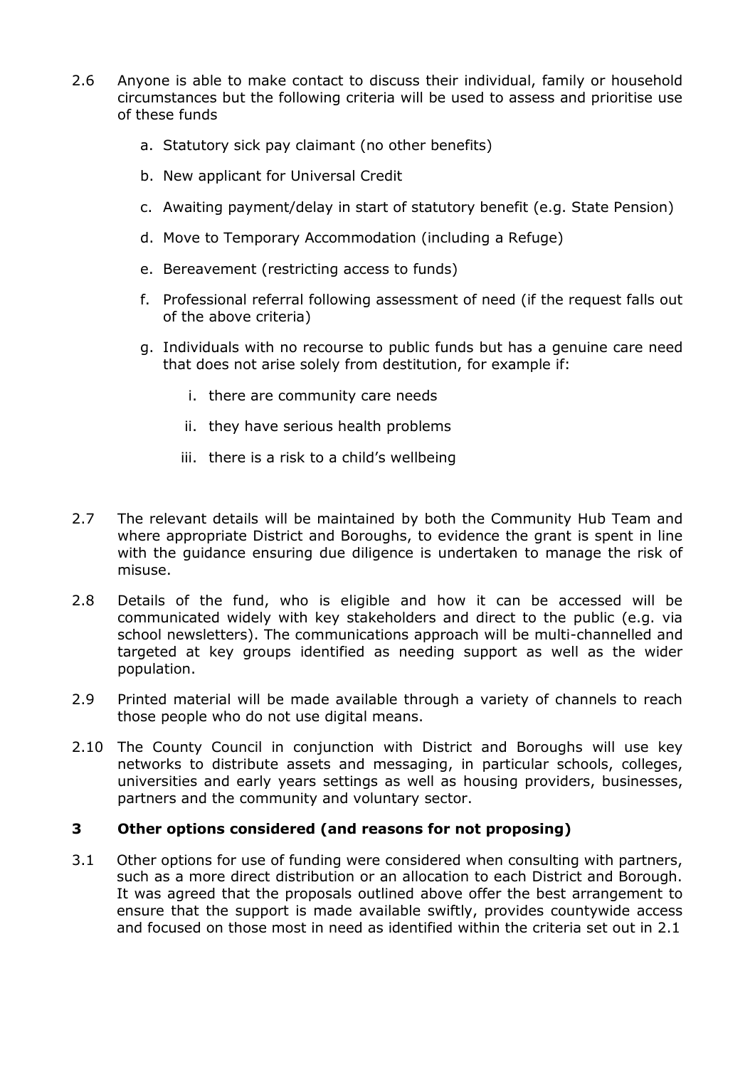2.6 Anyone is able to make contact to discuss their individual, family or household circumstances but the following criteria will be used to assess and prioritise use of these funds

a. Statutory sick pay claimant (no other benefits)

b. New applicant for Universal Credit

c. Awaiting payment/delay in start of statutory benefit (e.g. State Pension)

d. Move to Temporary Accommodation (including a Refuge)

e. Bereavement (restricting access to funds)

f. Professional referral following assessment of need (if the request falls out of the above criteria)

g. Individuals with no recourse to public funds but has a genuine care need that does not arise solely from destitution, for example if:

   i. there are community care needs

   ii. they have serious health problems

   iii. there is a risk to a child's wellbeing

2.7 The relevant details will be maintained by both the Community Hub Team and where appropriate District and Boroughs, to evidence the grant is spent in line with the guidance ensuring due diligence is undertaken to manage the risk of misuse.

2.8 Details of the fund, who is eligible and how it can be accessed will be communicated widely with key stakeholders and direct to the public (e.g. via school newsletters). The communications approach will be multi-channelled and targeted at key groups identified as needing support as well as the wider population.

2.9 Printed material will be made available through a variety of channels to reach those people who do not use digital means.

2.10 The County Council in conjunction with District and Boroughs will use key networks to distribute assets and messaging, in particular schools, colleges, universities and early years settings as well as housing providers, businesses, partners and the community and voluntary sector.

## 3 Other options considered (and reasons for not proposing)

3.1 Other options for use of funding were considered when consulting with partners, such as a more direct distribution or an allocation to each District and Borough. It was agreed that the proposals outlined above offer the best arrangement to ensure that the support is made available swiftly, provides countywide access and focused on those most in need as identified within the criteria set out in 2.1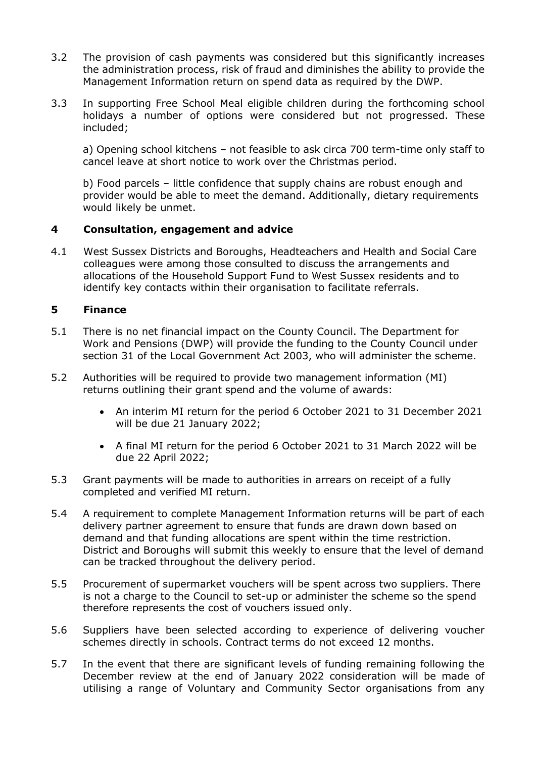3.2 The provision of cash payments was considered but this significantly increases the administration process, risk of fraud and diminishes the ability to provide the Management Information return on spend data as required by the DWP.

3.3 In supporting Free School Meal eligible children during the forthcoming school holidays a number of options were considered but not progressed. These included;

a) Opening school kitchens – not feasible to ask circa 700 term-time only staff to cancel leave at short notice to work over the Christmas period.

b) Food parcels – little confidence that supply chains are robust enough and provider would be able to meet the demand. Additionally, dietary requirements would likely be unmet.

## 4 Consultation, engagement and advice

4.1 West Sussex Districts and Boroughs, Headteachers and Health and Social Care colleagues were among those consulted to discuss the arrangements and allocations of the Household Support Fund to West Sussex residents and to identify key contacts within their organisation to facilitate referrals.

## 5 Finance

5.1 There is no net financial impact on the County Council. The Department for Work and Pensions (DWP) will provide the funding to the County Council under section 31 of the Local Government Act 2003, who will administer the scheme.

5.2 Authorities will be required to provide two management information (MI) returns outlining their grant spend and the volume of awards:

- An interim MI return for the period 6 October 2021 to 31 December 2021 will be due 21 January 2022;
- A final MI return for the period 6 October 2021 to 31 March 2022 will be due 22 April 2022;

5.3 Grant payments will be made to authorities in arrears on receipt of a fully completed and verified MI return.

5.4 A requirement to complete Management Information returns will be part of each delivery partner agreement to ensure that funds are drawn down based on demand and that funding allocations are spent within the time restriction. District and Boroughs will submit this weekly to ensure that the level of demand can be tracked throughout the delivery period.

5.5 Procurement of supermarket vouchers will be spent across two suppliers. There is not a charge to the Council to set-up or administer the scheme so the spend therefore represents the cost of vouchers issued only.

5.6 Suppliers have been selected according to experience of delivering voucher schemes directly in schools. Contract terms do not exceed 12 months.

5.7 In the event that there are significant levels of funding remaining following the December review at the end of January 2022 consideration will be made of utilising a range of Voluntary and Community Sector organisations from any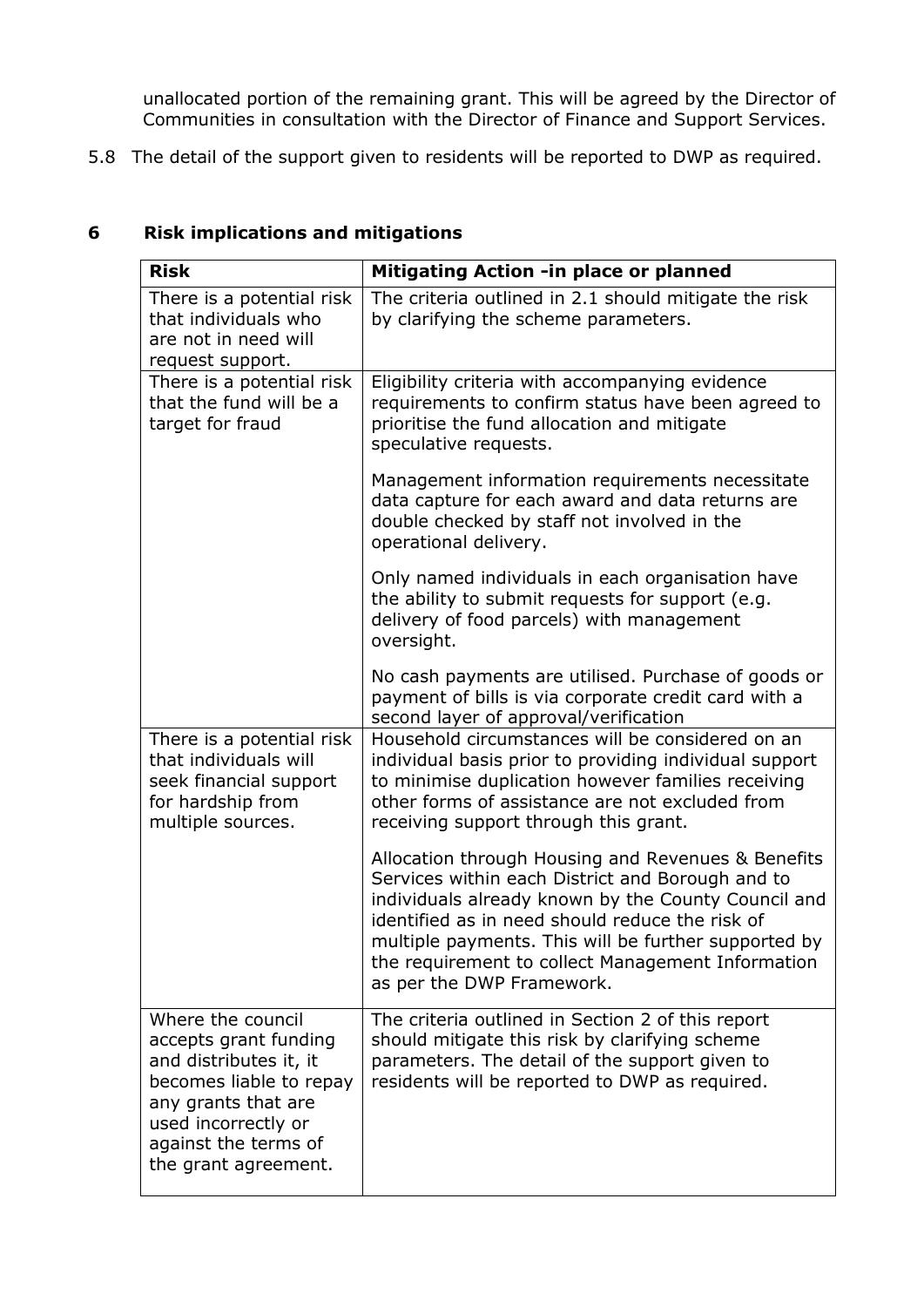unallocated portion of the remaining grant. This will be agreed by the Director of Communities in consultation with the Director of Finance and Support Services.

5.8 The detail of the support given to residents will be reported to DWP as required.

## 6 Risk implications and mitigations

| Risk | Mitigating Action -in place or planned |
|---|---|
| There is a potential risk that individuals who are not in need will request support. | The criteria outlined in 2.1 should mitigate the risk by clarifying the scheme parameters. |
| There is a potential risk that the fund will be a target for fraud | Eligibility criteria with accompanying evidence requirements to confirm status have been agreed to prioritise the fund allocation and mitigate speculative requests.<br><br>Management information requirements necessitate data capture for each award and data returns are double checked by staff not involved in the operational delivery.<br><br>Only named individuals in each organisation have the ability to submit requests for support (e.g. delivery of food parcels) with management oversight.<br><br>No cash payments are utilised. Purchase of goods or payment of bills is via corporate credit card with a second layer of approval/verification |
| There is a potential risk that individuals will seek financial support for hardship from multiple sources. | Household circumstances will be considered on an individual basis prior to providing individual support to minimise duplication however families receiving other forms of assistance are not excluded from receiving support through this grant.<br><br>Allocation through Housing and Revenues & Benefits Services within each District and Borough and to individuals already known by the County Council and identified as in need should reduce the risk of multiple payments. This will be further supported by the requirement to collect Management Information as per the DWP Framework. |
| Where the council accepts grant funding and distributes it, it becomes liable to repay any grants that are used incorrectly or against the terms of the grant agreement. | The criteria outlined in Section 2 of this report should mitigate this risk by clarifying scheme parameters. The detail of the support given to residents will be reported to DWP as required. |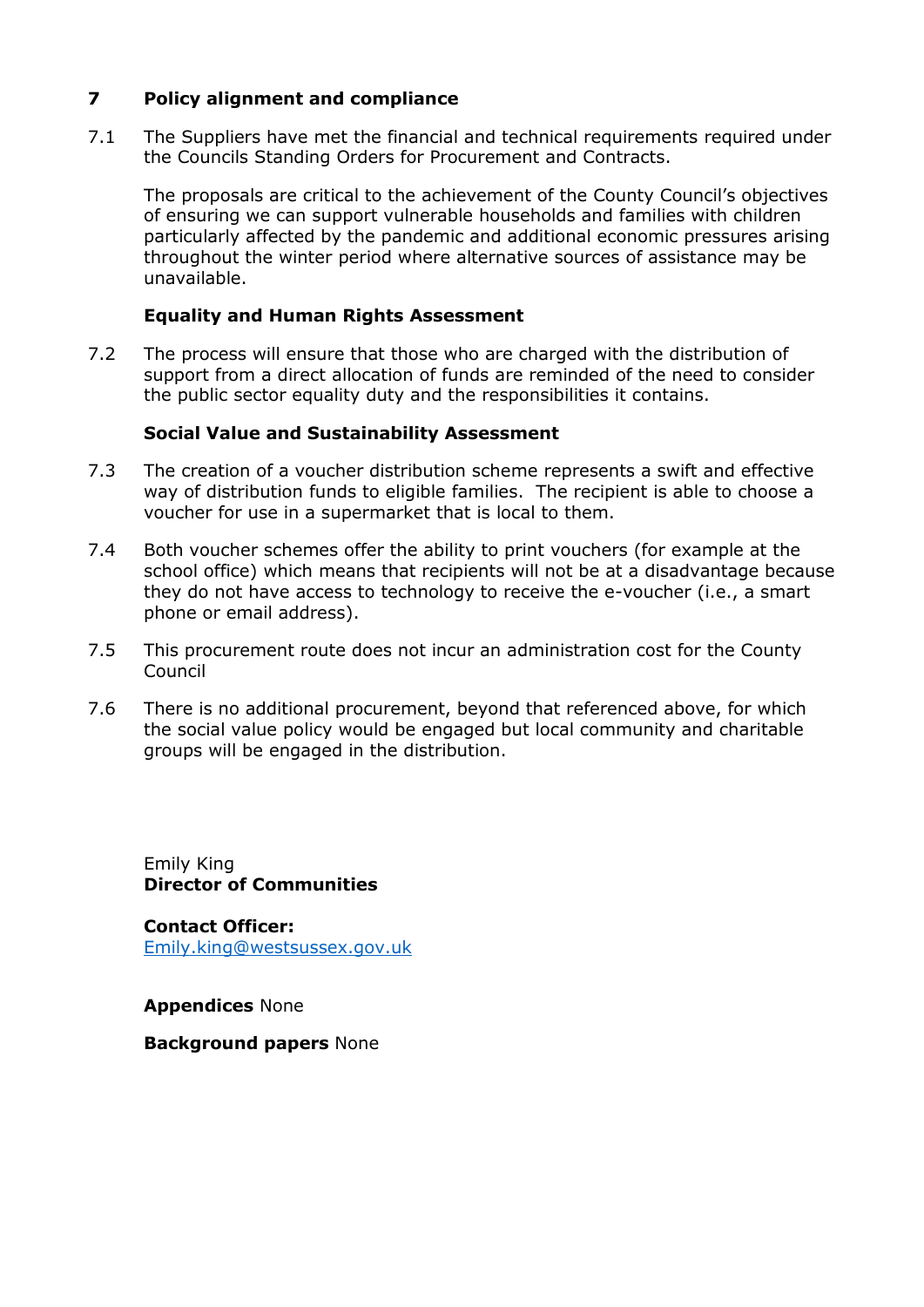## 7 Policy alignment and compliance

7.1 The Suppliers have met the financial and technical requirements required under the Councils Standing Orders for Procurement and Contracts.

The proposals are critical to the achievement of the County Council's objectives of ensuring we can support vulnerable households and families with children particularly affected by the pandemic and additional economic pressures arising throughout the winter period where alternative sources of assistance may be unavailable.

**Equality and Human Rights Assessment**

7.2 The process will ensure that those who are charged with the distribution of support from a direct allocation of funds are reminded of the need to consider the public sector equality duty and the responsibilities it contains.

**Social Value and Sustainability Assessment**

7.3 The creation of a voucher distribution scheme represents a swift and effective way of distribution funds to eligible families. The recipient is able to choose a voucher for use in a supermarket that is local to them.

7.4 Both voucher schemes offer the ability to print vouchers (for example at the school office) which means that recipients will not be at a disadvantage because they do not have access to technology to receive the e-voucher (i.e., a smart phone or email address).

7.5 This procurement route does not incur an administration cost for the County Council

7.6 There is no additional procurement, beyond that referenced above, for which the social value policy would be engaged but local community and charitable groups will be engaged in the distribution.

Emily King
**Director of Communities**

**Contact Officer:**
Emily.king@westsussex.gov.uk

**Appendices** None

**Background papers** None